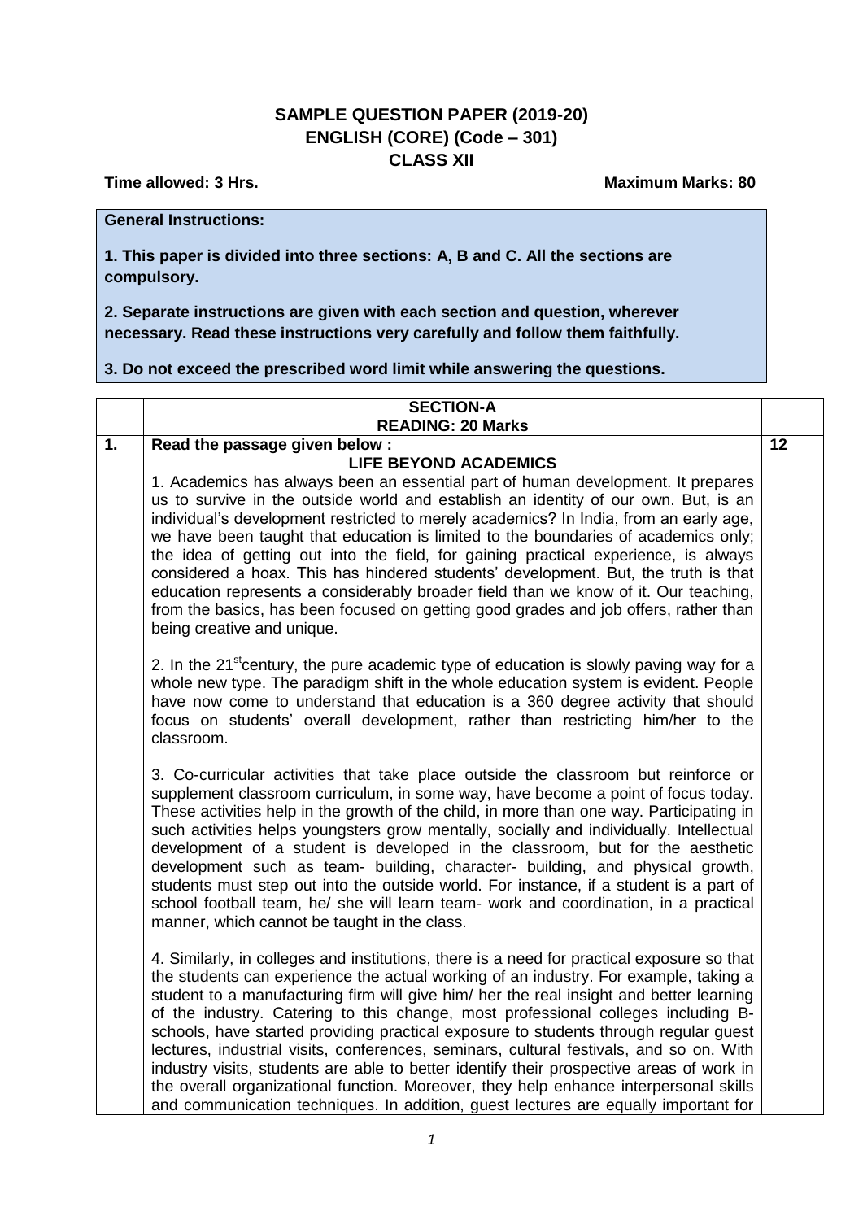# SAMPLE QUESTION PAPER (2019-20)
# ENGLISH (CORE) (Code – 301)
# CLASS XII

**Time allowed: 3 Hrs.** **Maximum Marks: 80**

**General Instructions:**

**1. This paper is divided into three sections: A, B and C. All the sections are compulsory.**

**2. Separate instructions are given with each section and question, wherever necessary. Read these instructions very carefully and follow them faithfully.**

**3. Do not exceed the prescribed word limit while answering the questions.**

## SECTION-A
## READING: 20 Marks

**1. Read the passage given below :** **12**

**LIFE BEYOND ACADEMICS**

1. Academics has always been an essential part of human development. It prepares us to survive in the outside world and establish an identity of our own. But, is an individual's development restricted to merely academics? In India, from an early age, we have been taught that education is limited to the boundaries of academics only; the idea of getting out into the field, for gaining practical experience, is always considered a hoax. This has hindered students' development. But, the truth is that education represents a considerably broader field than we know of it. Our teaching, from the basics, has been focused on getting good grades and job offers, rather than being creative and unique.

2. In the 21st century, the pure academic type of education is slowly paving way for a whole new type. The paradigm shift in the whole education system is evident. People have now come to understand that education is a 360 degree activity that should focus on students' overall development, rather than restricting him/her to the classroom.

3. Co-curricular activities that take place outside the classroom but reinforce or supplement classroom curriculum, in some way, have become a point of focus today. These activities help in the growth of the child, in more than one way. Participating in such activities helps youngsters grow mentally, socially and individually. Intellectual development of a student is developed in the classroom, but for the aesthetic development such as team- building, character- building, and physical growth, students must step out into the outside world. For instance, if a student is a part of school football team, he/ she will learn team- work and coordination, in a practical manner, which cannot be taught in the class.

4. Similarly, in colleges and institutions, there is a need for practical exposure so that the students can experience the actual working of an industry. For example, taking a student to a manufacturing firm will give him/ her the real insight and better learning of the industry. Catering to this change, most professional colleges including B-schools, have started providing practical exposure to students through regular guest lectures, industrial visits, conferences, seminars, cultural festivals, and so on. With industry visits, students are able to better identify their prospective areas of work in the overall organizational function. Moreover, they help enhance interpersonal skills and communication techniques. In addition, guest lectures are equally important for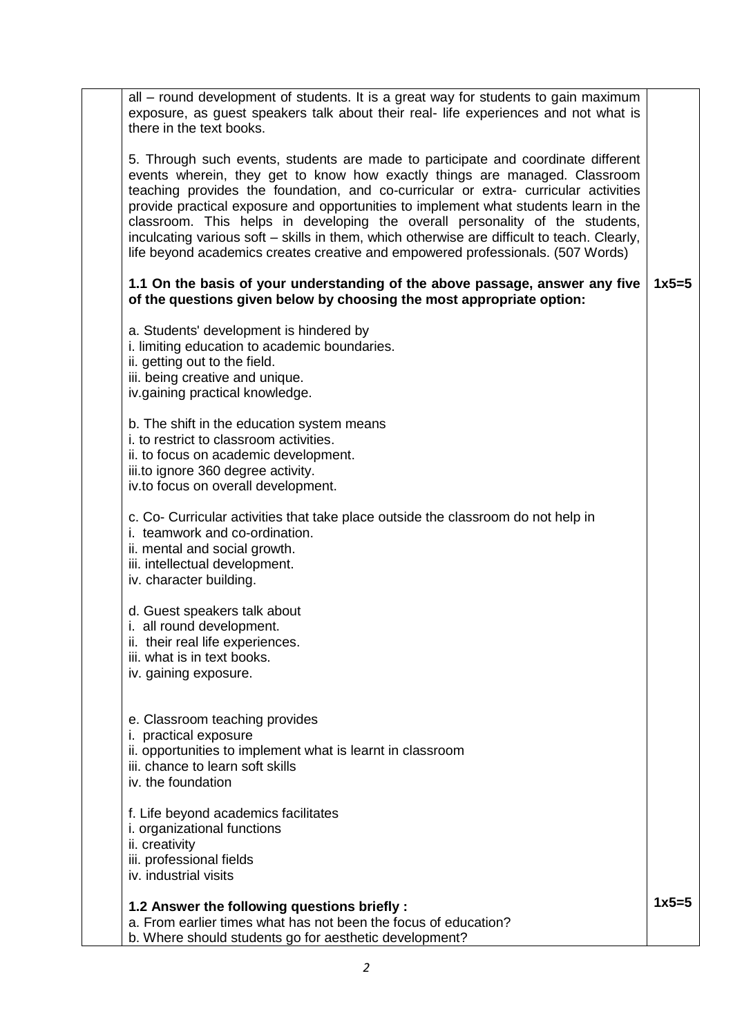all – round development of students. It is a great way for students to gain maximum exposure, as guest speakers talk about their real- life experiences and not what is there in the text books.

5. Through such events, students are made to participate and coordinate different events wherein, they get to know how exactly things are managed. Classroom teaching provides the foundation, and co-curricular or extra- curricular activities provide practical exposure and opportunities to implement what students learn in the classroom. This helps in developing the overall personality of the students, inculcating various soft – skills in them, which otherwise are difficult to teach. Clearly, life beyond academics creates creative and empowered professionals. (507 Words)

**1.1 On the basis of your understanding of the above passage, answer any five of the questions given below by choosing the most appropriate option:** **1x5=5**

a. Students' development is hindered by
i. limiting education to academic boundaries.
ii. getting out to the field.
iii. being creative and unique.
iv.gaining practical knowledge.

b. The shift in the education system means
i. to restrict to classroom activities.
ii. to focus on academic development.
iii.to ignore 360 degree activity.
iv.to focus on overall development.

c. Co- Curricular activities that take place outside the classroom do not help in
i. teamwork and co-ordination.
ii. mental and social growth.
iii. intellectual development.
iv. character building.

d. Guest speakers talk about
i. all round development.
ii. their real life experiences.
iii. what is in text books.
iv. gaining exposure.

e. Classroom teaching provides
i. practical exposure
ii. opportunities to implement what is learnt in classroom
iii. chance to learn soft skills
iv. the foundation

f. Life beyond academics facilitates
i. organizational functions
ii. creativity
iii. professional fields
iv. industrial visits

**1.2 Answer the following questions briefly :** **1x5=5**

a. From earlier times what has not been the focus of education?
b. Where should students go for aesthetic development?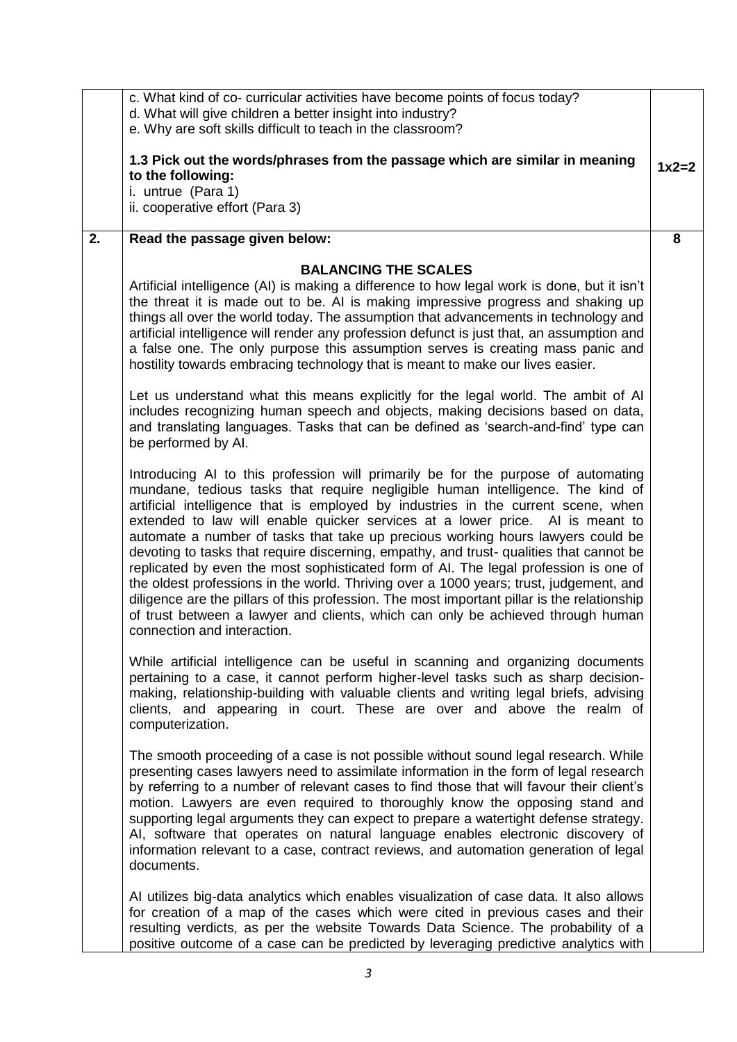c. What kind of co- curricular activities have become points of focus today?
d. What will give children a better insight into industry?
e. Why are soft skills difficult to teach in the classroom?

**1.3 Pick out the words/phrases from the passage which are similar in meaning to the following:** **1x2=2**
i. untrue (Para 1)
ii. cooperative effort (Para 3)

**2. Read the passage given below:** **8**

**BALANCING THE SCALES**

Artificial intelligence (AI) is making a difference to how legal work is done, but it isn't the threat it is made out to be. AI is making impressive progress and shaking up things all over the world today. The assumption that advancements in technology and artificial intelligence will render any profession defunct is just that, an assumption and a false one. The only purpose this assumption serves is creating mass panic and hostility towards embracing technology that is meant to make our lives easier.

Let us understand what this means explicitly for the legal world. The ambit of AI includes recognizing human speech and objects, making decisions based on data, and translating languages. Tasks that can be defined as 'search-and-find' type can be performed by AI.

Introducing AI to this profession will primarily be for the purpose of automating mundane, tedious tasks that require negligible human intelligence. The kind of artificial intelligence that is employed by industries in the current scene, when extended to law will enable quicker services at a lower price. AI is meant to automate a number of tasks that take up precious working hours lawyers could be devoting to tasks that require discerning, empathy, and trust- qualities that cannot be replicated by even the most sophisticated form of AI. The legal profession is one of the oldest professions in the world. Thriving over a 1000 years; trust, judgement, and diligence are the pillars of this profession. The most important pillar is the relationship of trust between a lawyer and clients, which can only be achieved through human connection and interaction.

While artificial intelligence can be useful in scanning and organizing documents pertaining to a case, it cannot perform higher-level tasks such as sharp decision-making, relationship-building with valuable clients and writing legal briefs, advising clients, and appearing in court. These are over and above the realm of computerization.

The smooth proceeding of a case is not possible without sound legal research. While presenting cases lawyers need to assimilate information in the form of legal research by referring to a number of relevant cases to find those that will favour their client's motion. Lawyers are even required to thoroughly know the opposing stand and supporting legal arguments they can expect to prepare a watertight defense strategy. AI, software that operates on natural language enables electronic discovery of information relevant to a case, contract reviews, and automation generation of legal documents.

AI utilizes big-data analytics which enables visualization of case data. It also allows for creation of a map of the cases which were cited in previous cases and their resulting verdicts, as per the website Towards Data Science. The probability of a positive outcome of a case can be predicted by leveraging predictive analytics with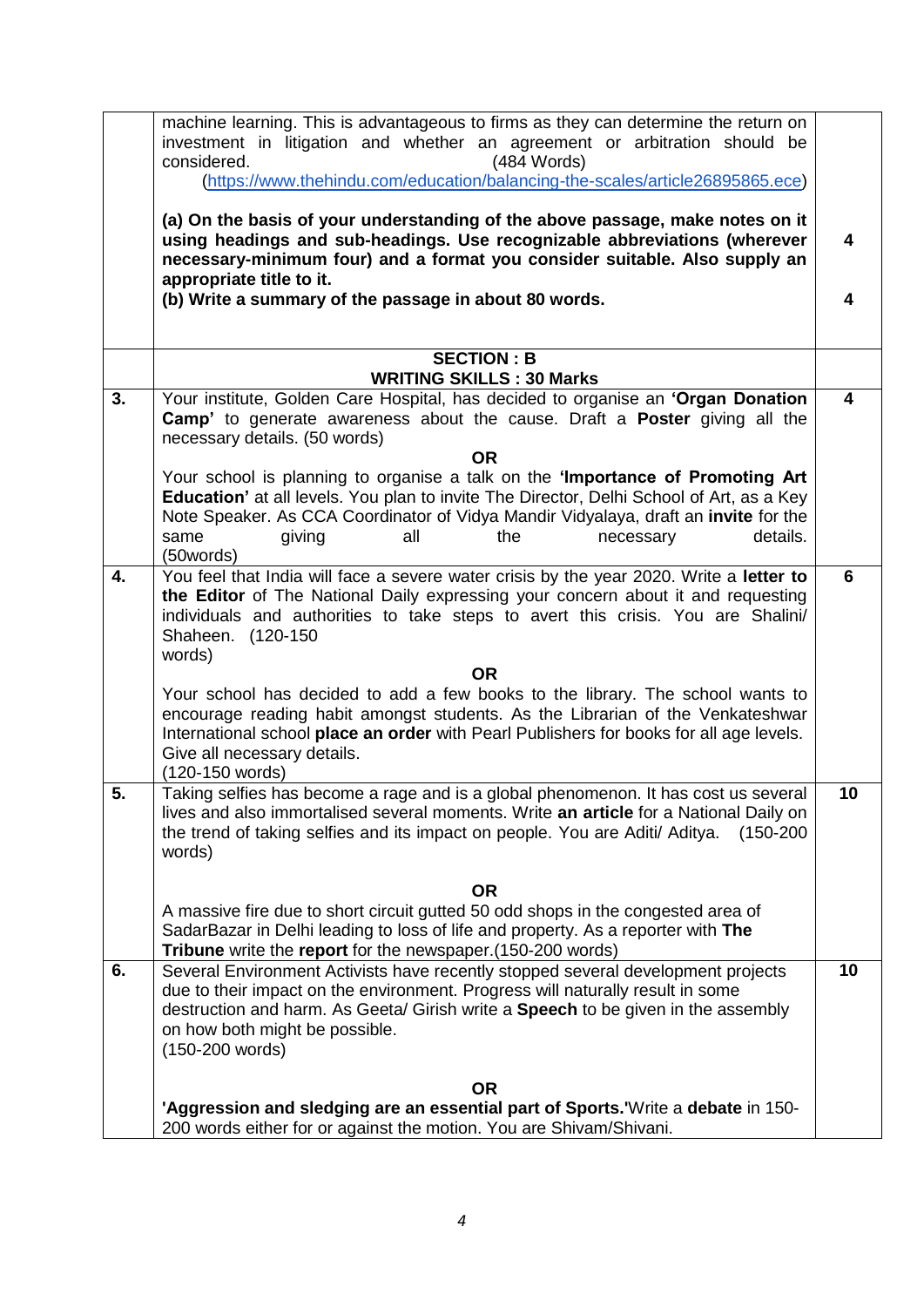| | | |
|---|---|---|
| | machine learning. This is advantageous to firms as they can determine the return on investment in litigation and whether an agreement or arbitration should be considered. (484 Words) (https://www.thehindu.com/education/balancing-the-scales/article26895865.ece) | |
| | **(a) On the basis of your understanding of the above passage, make notes on it using headings and sub-headings. Use recognizable abbreviations (wherever necessary-minimum four) and a format you consider suitable. Also supply an appropriate title to it.** | **4** |
| | **(b) Write a summary of the passage in about 80 words.** | **4** |
| | **SECTION : B**<br>**WRITING SKILLS : 30 Marks** | |
| **3.** | Your institute, Golden Care Hospital, has decided to organise an **'Organ Donation Camp'** to generate awareness about the cause. Draft a **Poster** giving all the necessary details. (50 words)<br>**OR**<br>Your school is planning to organise a talk on the **'Importance of Promoting Art Education'** at all levels. You plan to invite The Director, Delhi School of Art, as a Key Note Speaker. As CCA Coordinator of Vidya Mandir Vidyalaya, draft an **invite** for the same giving all the necessary details. (50words) | **4** |
| **4.** | You feel that India will face a severe water crisis by the year 2020. Write a **letter to the Editor** of The National Daily expressing your concern about it and requesting individuals and authorities to take steps to avert this crisis. You are Shalini/ Shaheen. (120-150 words)<br>**OR**<br>Your school has decided to add a few books to the library. The school wants to encourage reading habit amongst students. As the Librarian of the Venkateshwar International school **place an order** with Pearl Publishers for books for all age levels. Give all necessary details. (120-150 words) | **6** |
| **5.** | Taking selfies has become a rage and is a global phenomenon. It has cost us several lives and also immortalised several moments. Write **an article** for a National Daily on the trend of taking selfies and its impact on people. You are Aditi/ Aditya. (150-200 words)<br>**OR**<br>A massive fire due to short circuit gutted 50 odd shops in the congested area of SadarBazar in Delhi leading to loss of life and property. As a reporter with **The Tribune** write the **report** for the newspaper.(150-200 words) | **10** |
| **6.** | Several Environment Activists have recently stopped several development projects due to their impact on the environment. Progress will naturally result in some destruction and harm. As Geeta/ Girish write a **Speech** to be given in the assembly on how both might be possible. (150-200 words)<br>**OR**<br>**'Aggression and sledging are an essential part of Sports.'**Write a **debate** in 150-200 words either for or against the motion. You are Shivam/Shivani. | **10** |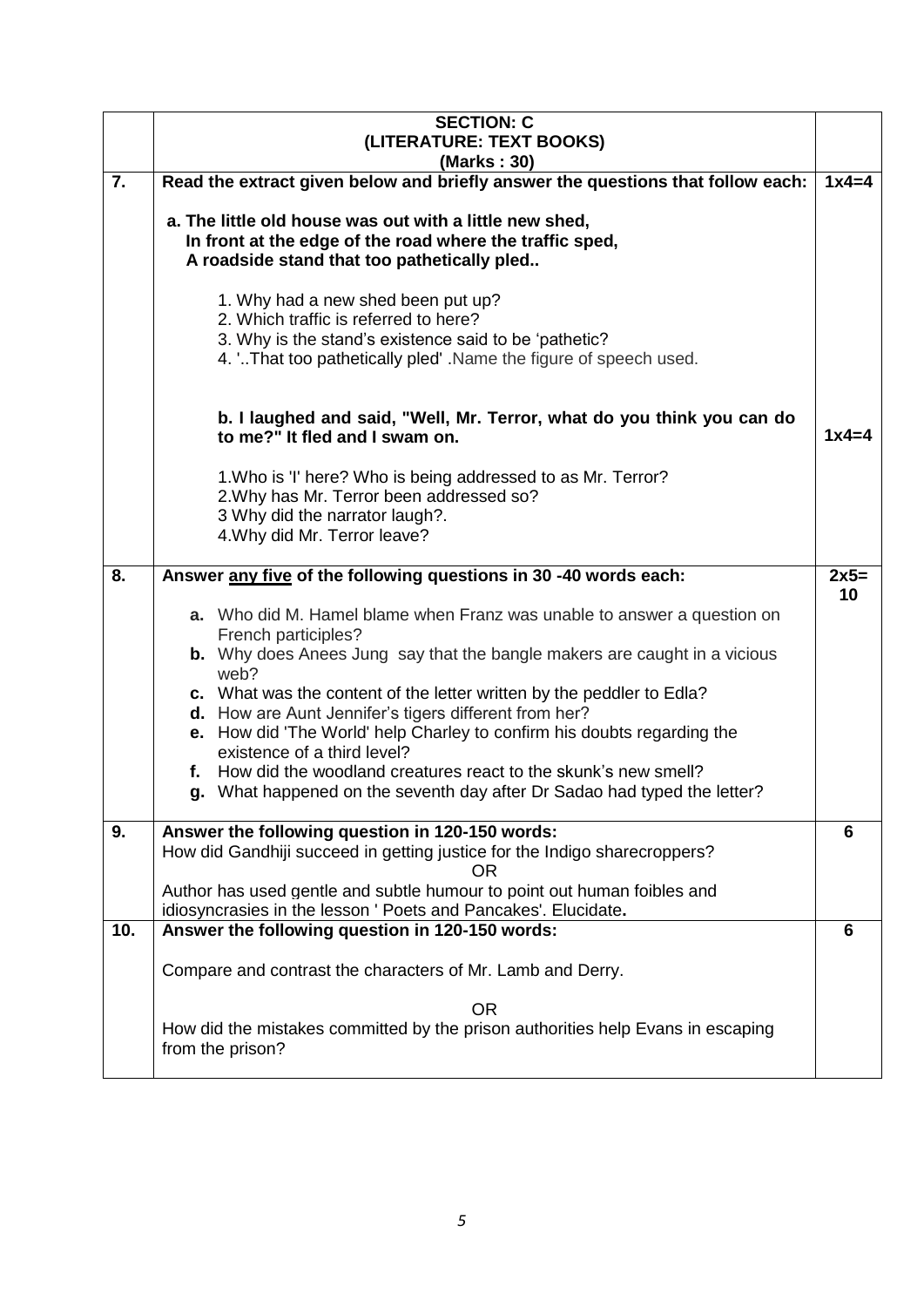| | | |
|---|---|---|
| | **SECTION: C**<br>**(LITERATURE: TEXT BOOKS)**<br>**(Marks : 30)** | |
| **7.** | **Read the extract given below and briefly answer the questions that follow each:**<br><br>**a. The little old house was out with a little new shed,**<br>**In front at the edge of the road where the traffic sped,**<br>**A roadside stand that too pathetically pled..**<br><br>1. Why had a new shed been put up?<br>2. Which traffic is referred to here?<br>3. Why is the stand's existence said to be 'pathetic?<br>4. '..That too pathetically pled' .Name the figure of speech used.<br><br>**b. I laughed and said, "Well, Mr. Terror, what do you think you can do to me?" It fled and I swam on.**<br><br>1.Who is 'I' here? Who is being addressed to as Mr. Terror?<br>2.Why has Mr. Terror been addressed so?<br>3 Why did the narrator laugh?.<br>4.Why did Mr. Terror leave? | **1x4=4**<br><br><br><br><br><br><br><br><br><br>**1x4=4** |
| **8.** | **Answer any five of the following questions in 30 -40 words each:**<br><br>**a.** Who did M. Hamel blame when Franz was unable to answer a question on French participles?<br>**b.** Why does Anees Jung say that the bangle makers are caught in a vicious web?<br>**c.** What was the content of the letter written by the peddler to Edla?<br>**d.** How are Aunt Jennifer's tigers different from her?<br>**e.** How did 'The World' help Charley to confirm his doubts regarding the existence of a third level?<br>**f.** How did the woodland creatures react to the skunk's new smell?<br>**g.** What happened on the seventh day after Dr Sadao had typed the letter? | **2x5=10** |
| **9.** | **Answer the following question in 120-150 words:**<br>How did Gandhiji succeed in getting justice for the Indigo sharecroppers?<br>OR<br>Author has used gentle and subtle humour to point out human foibles and idiosyncrasies in the lesson ' Poets and Pancakes'. Elucidate**.** | **6** |
| **10.** | **Answer the following question in 120-150 words:**<br><br>Compare and contrast the characters of Mr. Lamb and Derry.<br><br>OR<br>How did the mistakes committed by the prison authorities help Evans in escaping from the prison? | **6** |